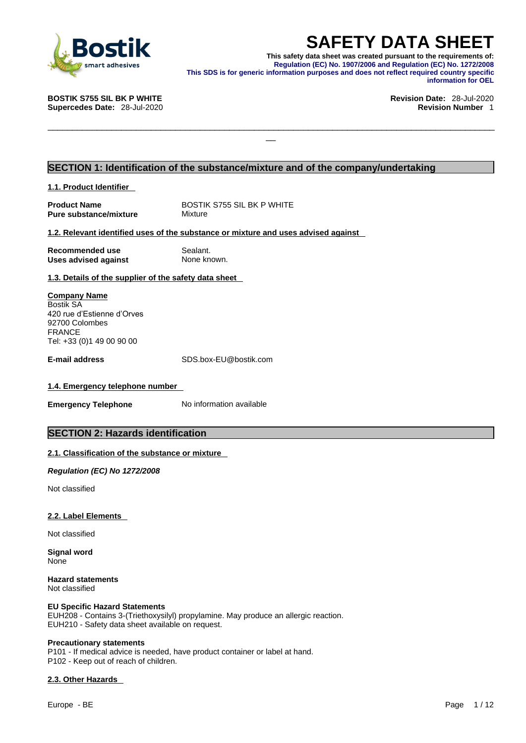# SAFETY DATA SHEET

**This safety data sheet was created pursuant to the requirements of: Regulation (EC) No. 1907/2006 and Regulation (EC) No. 1272/2008**
**This SDS is for generic information purposes and does not reflect required country specific information for OEL**

**BOSTIK S755 SIL BK P WHITE**
**Supercedes Date:** 28-Jul-2020

**Revision Date:** 28-Jul-2020
**Revision Number** 1

## SECTION 1: Identification of the substance/mixture and of the company/undertaking

### 1.1. Product Identifier

| | |
|---|---|
| **Product Name** | BOSTIK S755 SIL BK P WHITE |
| **Pure substance/mixture** | Mixture |

### 1.2. Relevant identified uses of the substance or mixture and uses advised against

| | |
|---|---|
| **Recommended use** | Sealant. |
| **Uses advised against** | None known. |

### 1.3. Details of the supplier of the safety data sheet

**Company Name**
Bostik SA
420 rue d'Estienne d'Orves
92700 Colombes
FRANCE
Tel: +33 (0)1 49 00 90 00

**E-mail address** SDS.box-EU@bostik.com

### 1.4. Emergency telephone number

**Emergency Telephone** No information available

## SECTION 2: Hazards identification

### 2.1. Classification of the substance or mixture

***Regulation (EC) No 1272/2008***

Not classified

### 2.2. Label Elements

Not classified

**Signal word**
None

**Hazard statements**
Not classified

**EU Specific Hazard Statements**
EUH208 - Contains 3-(Triethoxysilyl) propylamine. May produce an allergic reaction.
EUH210 - Safety data sheet available on request.

**Precautionary statements**
P101 - If medical advice is needed, have product container or label at hand.
P102 - Keep out of reach of children.

### 2.3. Other Hazards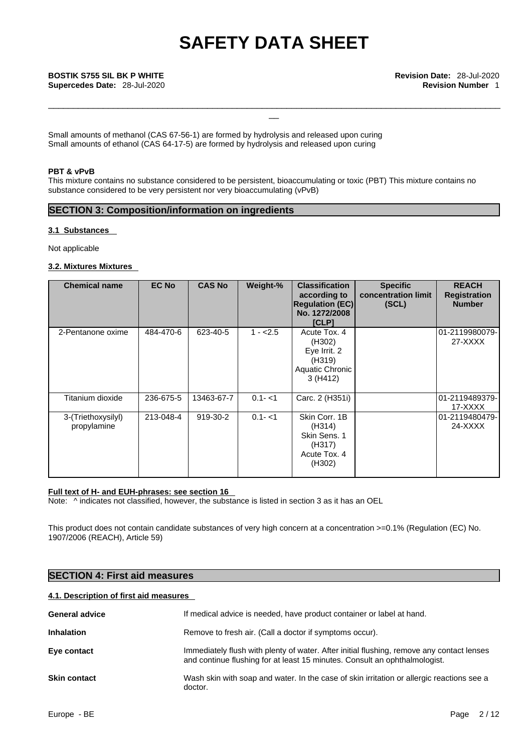Small amounts of methanol (CAS 67-56-1) are formed by hydrolysis and released upon curing
Small amounts of ethanol (CAS 64-17-5) are formed by hydrolysis and released upon curing

**PBT & vPvB**
This mixture contains no substance considered to be persistent, bioaccumulating or toxic (PBT) This mixture contains no substance considered to be very persistent nor very bioaccumulating (vPvB)

## SECTION 3: Composition/information on ingredients

### 3.1 Substances

Not applicable

### 3.2. Mixtures Mixtures

| Chemical name | EC No | CAS No | Weight-% | Classification according to Regulation (EC) No. 1272/2008 [CLP] | Specific concentration limit (SCL) | REACH Registration Number |
|---|---|---|---|---|---|---|
| 2-Pentanone oxime | 484-470-6 | 623-40-5 | 1 - <2.5 | Acute Tox. 4 (H302) Eye Irrit. 2 (H319) Aquatic Chronic 3 (H412) | | 01-2119980079-27-XXXX |
| Titanium dioxide | 236-675-5 | 13463-67-7 | 0.1- <1 | Carc. 2 (H351i) | | 01-2119489379-17-XXXX |
| 3-(Triethoxysilyl) propylamine | 213-048-4 | 919-30-2 | 0.1- <1 | Skin Corr. 1B (H314) Skin Sens. 1 (H317) Acute Tox. 4 (H302) | | 01-2119480479-24-XXXX |

**Full text of H- and EUH-phrases: see section 16**
Note: ^ indicates not classified, however, the substance is listed in section 3 as it has an OEL

This product does not contain candidate substances of very high concern at a concentration >=0.1% (Regulation (EC) No. 1907/2006 (REACH), Article 59)

## SECTION 4: First aid measures

### 4.1. Description of first aid measures

**General advice** If medical advice is needed, have product container or label at hand.

**Inhalation** Remove to fresh air. (Call a doctor if symptoms occur).

**Eye contact** Immediately flush with plenty of water. After initial flushing, remove any contact lenses and continue flushing for at least 15 minutes. Consult an ophthalmologist.

**Skin contact** Wash skin with soap and water. In the case of skin irritation or allergic reactions see a doctor.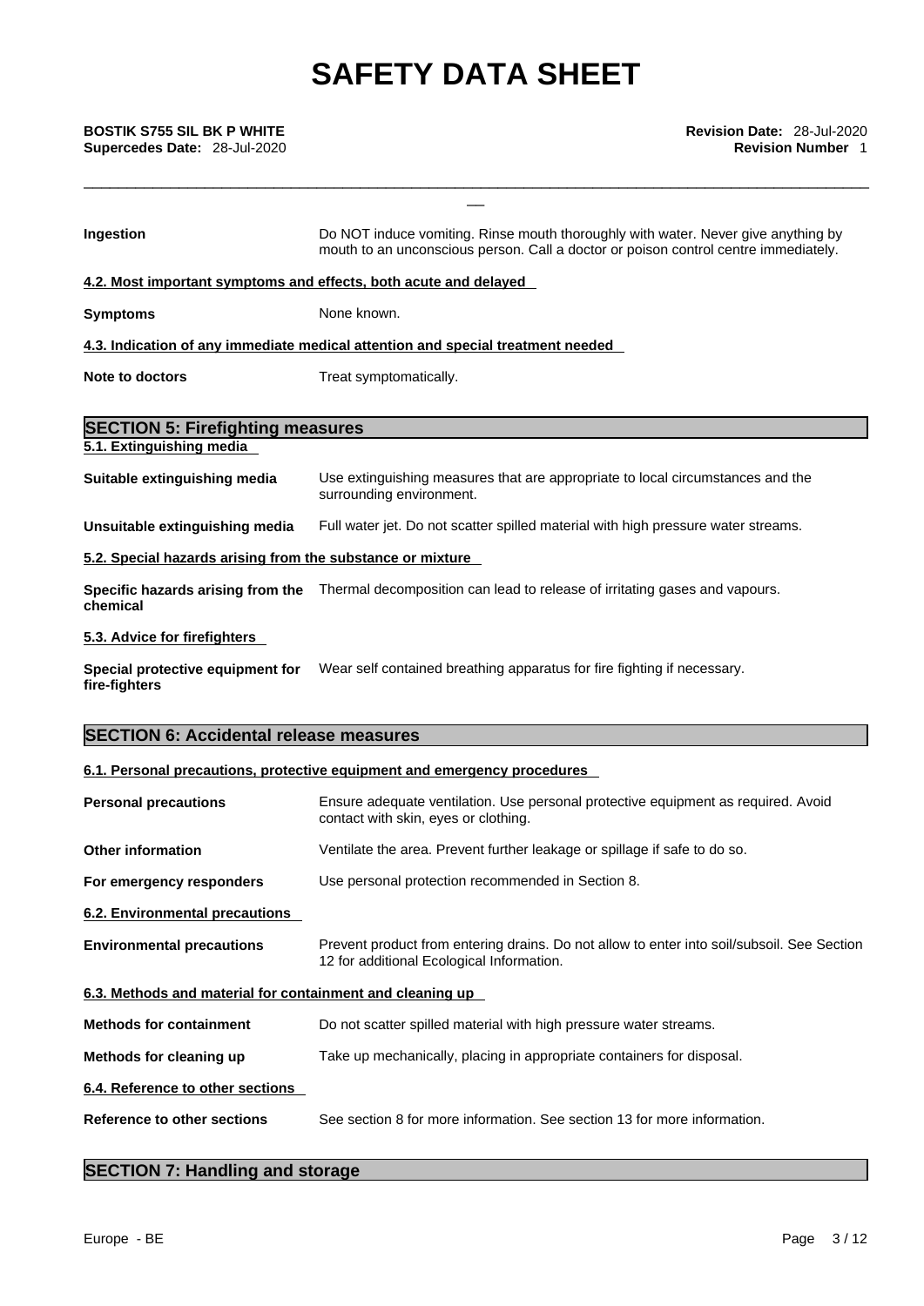**Ingestion** Do NOT induce vomiting. Rinse mouth thoroughly with water. Never give anything by mouth to an unconscious person. Call a doctor or poison control centre immediately.

**4.2. Most important symptoms and effects, both acute and delayed**

**Symptoms** None known.

**4.3. Indication of any immediate medical attention and special treatment needed**

**Note to doctors** Treat symptomatically.

## SECTION 5: Firefighting measures

**5.1. Extinguishing media**

**Suitable extinguishing media** Use extinguishing measures that are appropriate to local circumstances and the surrounding environment.

**Unsuitable extinguishing media** Full water jet. Do not scatter spilled material with high pressure water streams.

**5.2. Special hazards arising from the substance or mixture**

**Specific hazards arising from the chemical** Thermal decomposition can lead to release of irritating gases and vapours.

**5.3. Advice for firefighters**

**Special protective equipment for fire-fighters** Wear self contained breathing apparatus for fire fighting if necessary.

## SECTION 6: Accidental release measures

**6.1. Personal precautions, protective equipment and emergency procedures**

**Personal precautions** Ensure adequate ventilation. Use personal protective equipment as required. Avoid contact with skin, eyes or clothing.

**Other information** Ventilate the area. Prevent further leakage or spillage if safe to do so.

**For emergency responders** Use personal protection recommended in Section 8.

**6.2. Environmental precautions**

**Environmental precautions** Prevent product from entering drains. Do not allow to enter into soil/subsoil. See Section 12 for additional Ecological Information.

**6.3. Methods and material for containment and cleaning up**

**Methods for containment** Do not scatter spilled material with high pressure water streams.

**Methods for cleaning up** Take up mechanically, placing in appropriate containers for disposal.

**6.4. Reference to other sections**

**Reference to other sections** See section 8 for more information. See section 13 for more information.

## SECTION 7: Handling and storage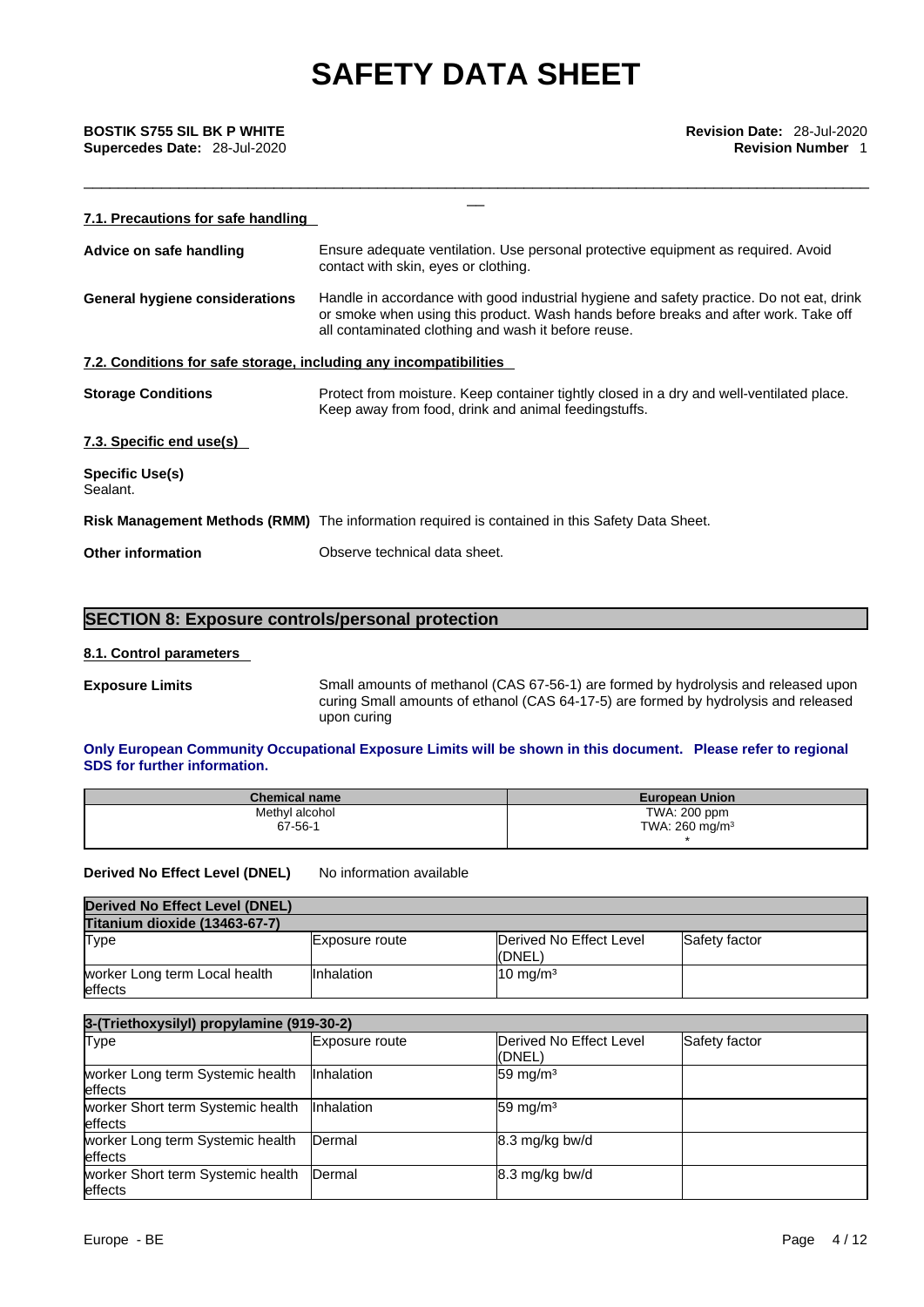### 7.1. Precautions for safe handling

**Advice on safe handling** Ensure adequate ventilation. Use personal protective equipment as required. Avoid contact with skin, eyes or clothing.

**General hygiene considerations** Handle in accordance with good industrial hygiene and safety practice. Do not eat, drink or smoke when using this product. Wash hands before breaks and after work. Take off all contaminated clothing and wash it before reuse.

### 7.2. Conditions for safe storage, including any incompatibilities

**Storage Conditions** Protect from moisture. Keep container tightly closed in a dry and well-ventilated place. Keep away from food, drink and animal feedingstuffs.

### 7.3. Specific end use(s)

**Specific Use(s)**
Sealant.

**Risk Management Methods (RMM)** The information required is contained in this Safety Data Sheet.

**Other information** Observe technical data sheet.

## SECTION 8: Exposure controls/personal protection

### 8.1. Control parameters

**Exposure Limits** Small amounts of methanol (CAS 67-56-1) are formed by hydrolysis and released upon curing Small amounts of ethanol (CAS 64-17-5) are formed by hydrolysis and released upon curing

**Only European Community Occupational Exposure Limits will be shown in this document. Please refer to regional SDS for further information.**

| Chemical name | European Union |
|---|---|
| Methyl alcohol<br>67-56-1 | TWA: 200 ppm<br>TWA: 260 mg/m³<br>* |

**Derived No Effect Level (DNEL)** No information available

| Derived No Effect Level (DNEL) | | | |
|---|---|---|---|
| **Titanium dioxide (13463-67-7)** | | | |
| Type | Exposure route | Derived No Effect Level (DNEL) | Safety factor |
| worker Long term Local health effects | Inhalation | 10 mg/m³ | |

| 3-(Triethoxysilyl) propylamine (919-30-2) | | | |
|---|---|---|---|
| Type | Exposure route | Derived No Effect Level (DNEL) | Safety factor |
| worker Long term Systemic health effects | Inhalation | 59 mg/m³ | |
| worker Short term Systemic health effects | Inhalation | 59 mg/m³ | |
| worker Long term Systemic health effects | Dermal | 8.3 mg/kg bw/d | |
| worker Short term Systemic health effects | Dermal | 8.3 mg/kg bw/d | |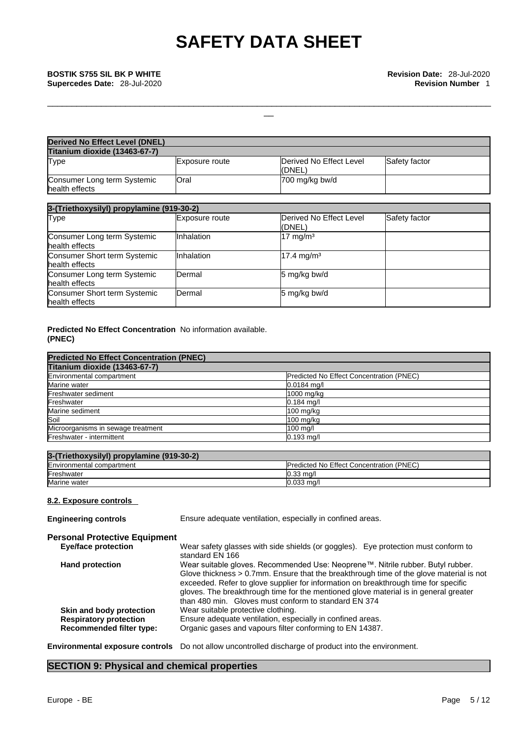| Derived No Effect Level (DNEL) | | | |
|---|---|---|---|
| **Titanium dioxide (13463-67-7)** | | | |
| Type | Exposure route | Derived No Effect Level (DNEL) | Safety factor |
| Consumer Long term Systemic health effects | Oral | 700 mg/kg bw/d | |

| 3-(Triethoxysilyl) propylamine (919-30-2) | | | |
|---|---|---|---|
| Type | Exposure route | Derived No Effect Level (DNEL) | Safety factor |
| Consumer Long term Systemic health effects | Inhalation | 17 mg/m³ | |
| Consumer Short term Systemic health effects | Inhalation | 17.4 mg/m³ | |
| Consumer Long term Systemic health effects | Dermal | 5 mg/kg bw/d | |
| Consumer Short term Systemic health effects | Dermal | 5 mg/kg bw/d | |

**Predicted No Effect Concentration (PNEC)** No information available.

| Predicted No Effect Concentration (PNEC) | |
|---|---|
| **Titanium dioxide (13463-67-7)** | |
| Environmental compartment | Predicted No Effect Concentration (PNEC) |
| Marine water | 0.0184 mg/l |
| Freshwater sediment | 1000 mg/kg |
| Freshwater | 0.184 mg/l |
| Marine sediment | 100 mg/kg |
| Soil | 100 mg/kg |
| Microorganisms in sewage treatment | 100 mg/l |
| Freshwater - intermittent | 0.193 mg/l |

| 3-(Triethoxysilyl) propylamine (919-30-2) | |
|---|---|
| Environmental compartment | Predicted No Effect Concentration (PNEC) |
| Freshwater | 0.33 mg/l |
| Marine water | 0.033 mg/l |

### 8.2. Exposure controls

**Engineering controls** Ensure adequate ventilation, especially in confined areas.

**Personal Protective Equipment**

**Eye/face protection** Wear safety glasses with side shields (or goggles). Eye protection must conform to standard EN 166

**Hand protection** Wear suitable gloves. Recommended Use: Neoprene™. Nitrile rubber. Butyl rubber. Glove thickness > 0.7mm. Ensure that the breakthrough time of the glove material is not exceeded. Refer to glove supplier for information on breakthrough time for specific gloves. The breakthrough time for the mentioned glove material is in general greater than 480 min. Gloves must conform to standard EN 374

**Skin and body protection** Wear suitable protective clothing.

**Respiratory protection** Ensure adequate ventilation, especially in confined areas.

**Recommended filter type:** Organic gases and vapours filter conforming to EN 14387.

**Environmental exposure controls** Do not allow uncontrolled discharge of product into the environment.

## SECTION 9: Physical and chemical properties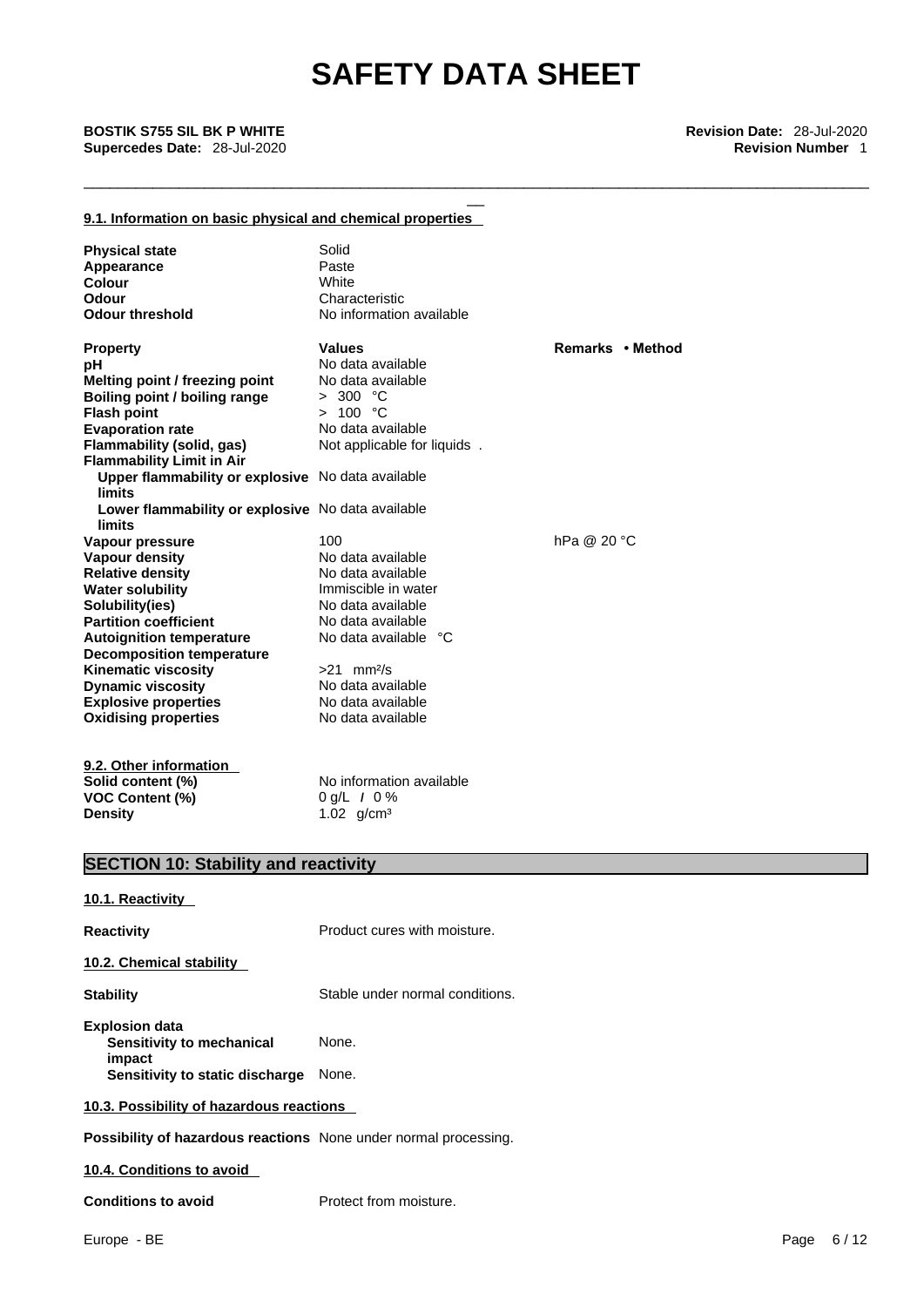### 9.1. Information on basic physical and chemical properties

| | | |
|---|---|---|
| **Physical state** | Solid | |
| **Appearance** | Paste | |
| **Colour** | White | |
| **Odour** | Characteristic | |
| **Odour threshold** | No information available | |

| **Property** | **Values** | **Remarks • Method** |
|---|---|---|
| **pH** | No data available | |
| **Melting point / freezing point** | No data available | |
| **Boiling point / boiling range** | > 300 °C | |
| **Flash point** | > 100 °C | |
| **Evaporation rate** | No data available | |
| **Flammability (solid, gas)** | Not applicable for liquids . | |
| **Flammability Limit in Air** | | |
| **Upper flammability or explosive limits** | No data available | |
| **Lower flammability or explosive limits** | No data available | |
| **Vapour pressure** | 100 | hPa @ 20 °C |
| **Vapour density** | No data available | |
| **Relative density** | No data available | |
| **Water solubility** | Immiscible in water | |
| **Solubility(ies)** | No data available | |
| **Partition coefficient** | No data available | |
| **Autoignition temperature** | No data available °C | |
| **Decomposition temperature** | | |
| **Kinematic viscosity** | >21 mm²/s | |
| **Dynamic viscosity** | No data available | |
| **Explosive properties** | No data available | |
| **Oxidising properties** | No data available | |

### 9.2. Other information

| | |
|---|---|
| **Solid content (%)** | No information available |
| **VOC Content (%)** | 0 g/L / 0 % |
| **Density** | 1.02 g/cm³ |

## SECTION 10: Stability and reactivity

### 10.1. Reactivity

**Reactivity** Product cures with moisture.

### 10.2. Chemical stability

**Stability** Stable under normal conditions.

**Explosion data**
- **Sensitivity to mechanical impact** None.
- **Sensitivity to static discharge** None.

### 10.3. Possibility of hazardous reactions

**Possibility of hazardous reactions** None under normal processing.

### 10.4. Conditions to avoid

**Conditions to avoid** Protect from moisture.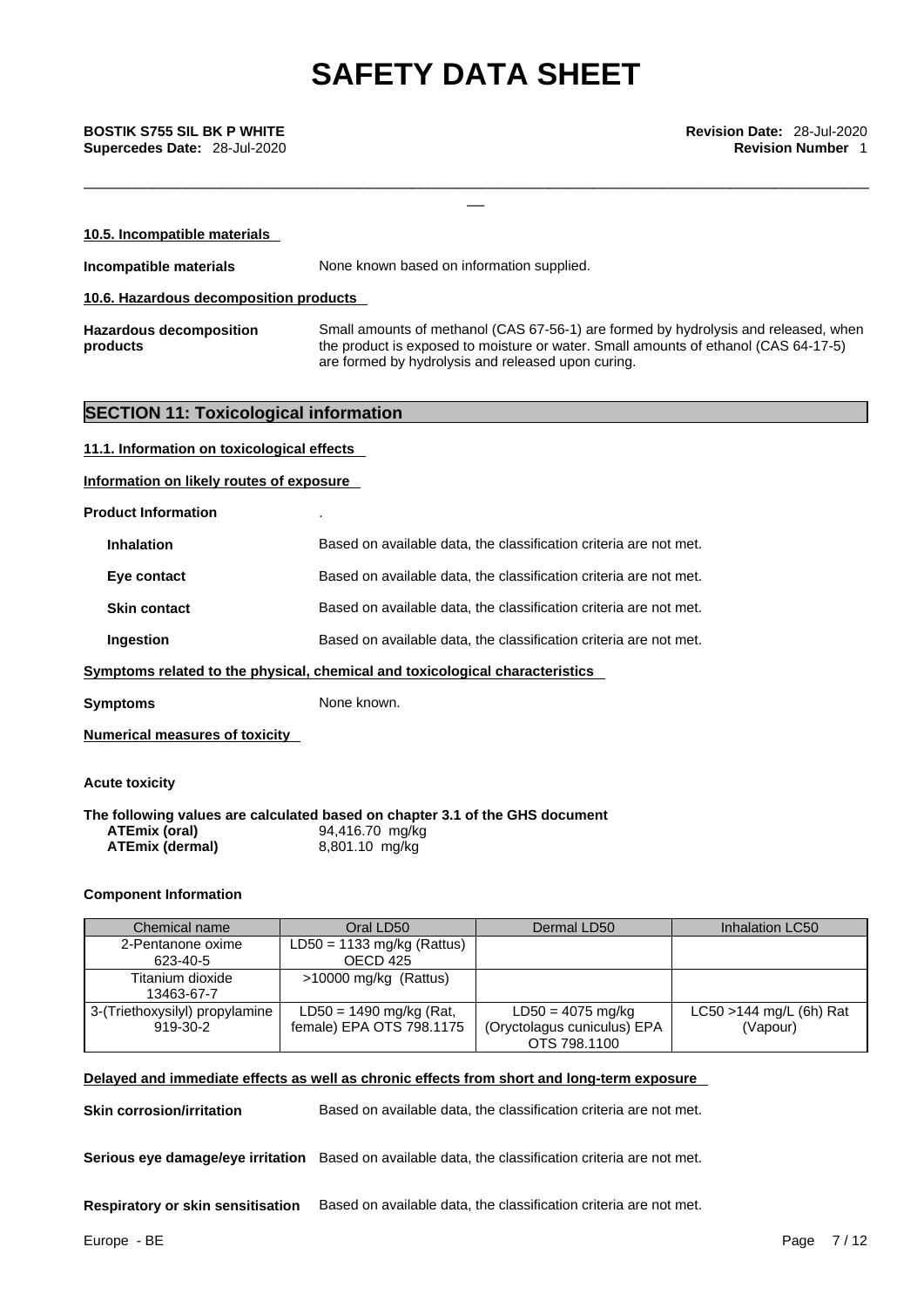#### 10.5. Incompatible materials

**Incompatible materials** None known based on information supplied.

#### 10.6. Hazardous decomposition products

**Hazardous decomposition products** Small amounts of methanol (CAS 67-56-1) are formed by hydrolysis and released, when the product is exposed to moisture or water. Small amounts of ethanol (CAS 64-17-5) are formed by hydrolysis and released upon curing.

## SECTION 11: Toxicological information

#### 11.1. Information on toxicological effects

**Information on likely routes of exposure**

**Product Information** .

**Inhalation** Based on available data, the classification criteria are not met.

**Eye contact** Based on available data, the classification criteria are not met.

**Skin contact** Based on available data, the classification criteria are not met.

**Ingestion** Based on available data, the classification criteria are not met.

**Symptoms related to the physical, chemical and toxicological characteristics**

**Symptoms** None known.

**Numerical measures of toxicity**

**Acute toxicity**

**The following values are calculated based on chapter 3.1 of the GHS document**

**ATEmix (oral)** 94,416.70 mg/kg
**ATEmix (dermal)** 8,801.10 mg/kg

**Component Information**

| Chemical name | Oral LD50 | Dermal LD50 | Inhalation LC50 |
|---|---|---|---|
| 2-Pentanone oxime 623-40-5 | LD50 = 1133 mg/kg (Rattus) OECD 425 | | |
| Titanium dioxide 13463-67-7 | >10000 mg/kg (Rattus) | | |
| 3-(Triethoxysilyl) propylamine 919-30-2 | LD50 = 1490 mg/kg (Rat, female) EPA OTS 798.1175 | LD50 = 4075 mg/kg (Oryctolagus cuniculus) EPA OTS 798.1100 | LC50 >144 mg/L (6h) Rat (Vapour) |

**Delayed and immediate effects as well as chronic effects from short and long-term exposure**

**Skin corrosion/irritation** Based on available data, the classification criteria are not met.

**Serious eye damage/eye irritation** Based on available data, the classification criteria are not met.

**Respiratory or skin sensitisation** Based on available data, the classification criteria are not met.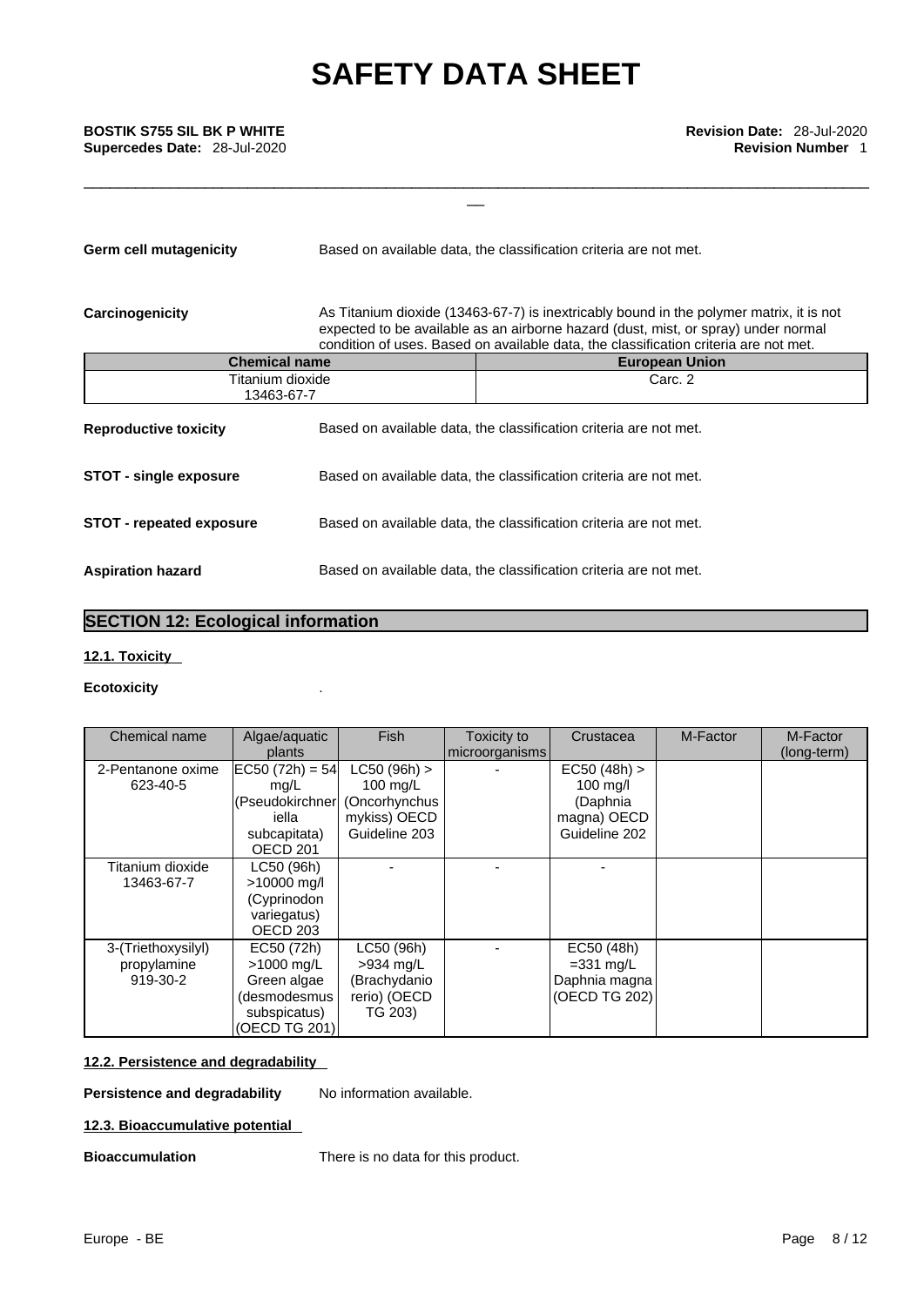**Germ cell mutagenicity** Based on available data, the classification criteria are not met.

**Carcinogenicity** As Titanium dioxide (13463-67-7) is inextricably bound in the polymer matrix, it is not expected to be available as an airborne hazard (dust, mist, or spray) under normal condition of uses. Based on available data, the classification criteria are not met.

| Chemical name | European Union |
| --- | --- |
| Titanium dioxide 13463-67-7 | Carc. 2 |

**Reproductive toxicity** Based on available data, the classification criteria are not met.

**STOT - single exposure** Based on available data, the classification criteria are not met.

**STOT - repeated exposure** Based on available data, the classification criteria are not met.

**Aspiration hazard** Based on available data, the classification criteria are not met.

## SECTION 12: Ecological information

### 12.1. Toxicity

**Ecotoxicity** .

| Chemical name | Algae/aquatic plants | Fish | Toxicity to microorganisms | Crustacea | M-Factor | M-Factor (long-term) |
| --- | --- | --- | --- | --- | --- | --- |
| 2-Pentanone oxime 623-40-5 | EC50 (72h) = 54 mg/L (Pseudokirchneriella subcapitata) OECD 201 | LC50 (96h) > 100 mg/L (Oncorhynchus mykiss) OECD Guideline 203 | - | EC50 (48h) > 100 mg/l (Daphnia magna) OECD Guideline 202 | | |
| Titanium dioxide 13463-67-7 | LC50 (96h) >10000 mg/l (Cyprinodon variegatus) OECD 203 | - | - | - | | |
| 3-(Triethoxysilyl) propylamine 919-30-2 | EC50 (72h) >1000 mg/L Green algae (desmodesmus subspicatus) (OECD TG 201) | LC50 (96h) >934 mg/L (Brachydanio rerio) (OECD TG 203) | - | EC50 (48h) =331 mg/L Daphnia magna (OECD TG 202) | | |

### 12.2. Persistence and degradability

**Persistence and degradability** No information available.

### 12.3. Bioaccumulative potential

**Bioaccumulation** There is no data for this product.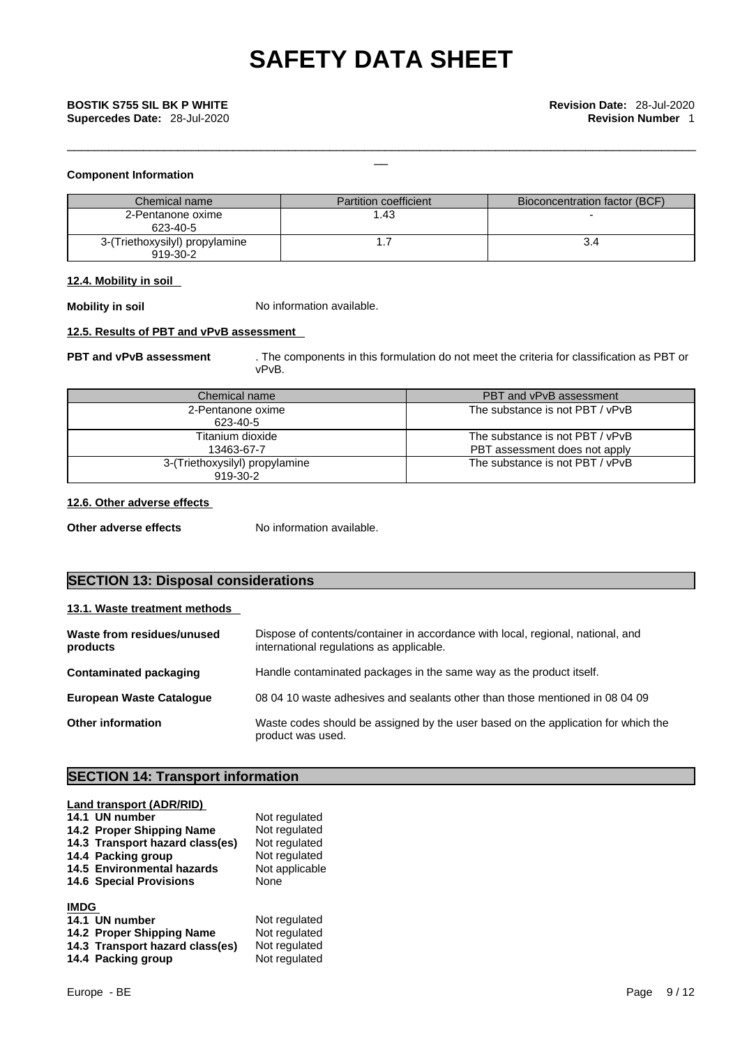**Component Information**

| Chemical name | Partition coefficient | Bioconcentration factor (BCF) |
|---|---|---|
| 2-Pentanone oxime<br>623-40-5 | 1.43 | - |
| 3-(Triethoxysilyl) propylamine<br>919-30-2 | 1.7 | 3.4 |

**12.4. Mobility in soil**

**Mobility in soil** No information available.

**12.5. Results of PBT and vPvB assessment**

**PBT and vPvB assessment** . The components in this formulation do not meet the criteria for classification as PBT or vPvB.

| Chemical name | PBT and vPvB assessment |
|---|---|
| 2-Pentanone oxime<br>623-40-5 | The substance is not PBT / vPvB |
| Titanium dioxide<br>13463-67-7 | The substance is not PBT / vPvB<br>PBT assessment does not apply |
| 3-(Triethoxysilyl) propylamine<br>919-30-2 | The substance is not PBT / vPvB |

**12.6. Other adverse effects**

**Other adverse effects** No information available.

## SECTION 13: Disposal considerations

**13.1. Waste treatment methods**

**Waste from residues/unused products** Dispose of contents/container in accordance with local, regional, national, and international regulations as applicable.

**Contaminated packaging** Handle contaminated packages in the same way as the product itself.

**European Waste Catalogue** 08 04 10 waste adhesives and sealants other than those mentioned in 08 04 09

**Other information** Waste codes should be assigned by the user based on the application for which the product was used.

## SECTION 14: Transport information

**Land transport (ADR/RID)**

**14.1 UN number** Not regulated
**14.2 Proper Shipping Name** Not regulated
**14.3 Transport hazard class(es)** Not regulated
**14.4 Packing group** Not regulated
**14.5 Environmental hazards** Not applicable
**14.6 Special Provisions** None

**IMDG**

**14.1 UN number** Not regulated
**14.2 Proper Shipping Name** Not regulated
**14.3 Transport hazard class(es)** Not regulated
**14.4 Packing group** Not regulated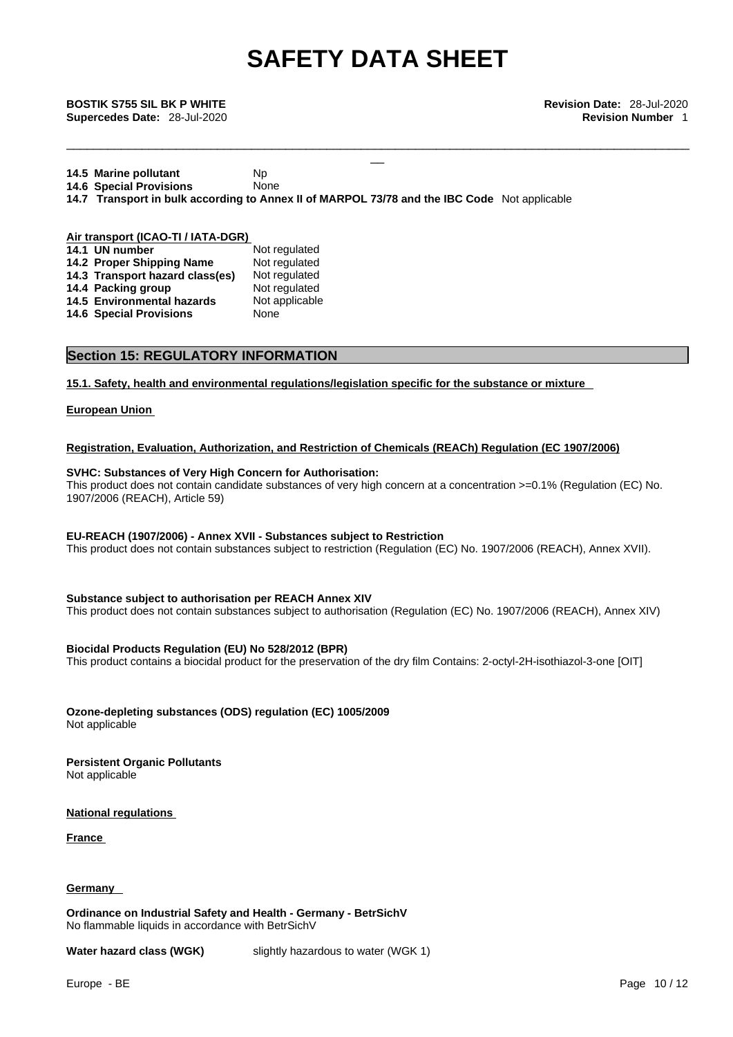| | |
|---|---|
| **14.5 Marine pollutant** | Np |
| **14.6 Special Provisions** | None |

**14.7 Transport in bulk according to Annex II of MARPOL 73/78 and the IBC Code** Not applicable

**Air transport (ICAO-TI / IATA-DGR)**

| | |
|---|---|
| **14.1 UN number** | Not regulated |
| **14.2 Proper Shipping Name** | Not regulated |
| **14.3 Transport hazard class(es)** | Not regulated |
| **14.4 Packing group** | Not regulated |
| **14.5 Environmental hazards** | Not applicable |
| **14.6 Special Provisions** | None |

## Section 15: REGULATORY INFORMATION

**15.1. Safety, health and environmental regulations/legislation specific for the substance or mixture**

**European Union**

**Registration, Evaluation, Authorization, and Restriction of Chemicals (REACh) Regulation (EC 1907/2006)**

**SVHC: Substances of Very High Concern for Authorisation:**
This product does not contain candidate substances of very high concern at a concentration >=0.1% (Regulation (EC) No. 1907/2006 (REACH), Article 59)

**EU-REACH (1907/2006) - Annex XVII - Substances subject to Restriction**
This product does not contain substances subject to restriction (Regulation (EC) No. 1907/2006 (REACH), Annex XVII).

**Substance subject to authorisation per REACH Annex XIV**
This product does not contain substances subject to authorisation (Regulation (EC) No. 1907/2006 (REACH), Annex XIV)

**Biocidal Products Regulation (EU) No 528/2012 (BPR)**
This product contains a biocidal product for the preservation of the dry film Contains: 2-octyl-2H-isothiazol-3-one [OIT]

**Ozone-depleting substances (ODS) regulation (EC) 1005/2009**
Not applicable

**Persistent Organic Pollutants**
Not applicable

**National regulations**

**France**

**Germany**

**Ordinance on Industrial Safety and Health - Germany - BetrSichV**
No flammable liquids in accordance with BetrSichV

**Water hazard class (WGK)** slightly hazardous to water (WGK 1)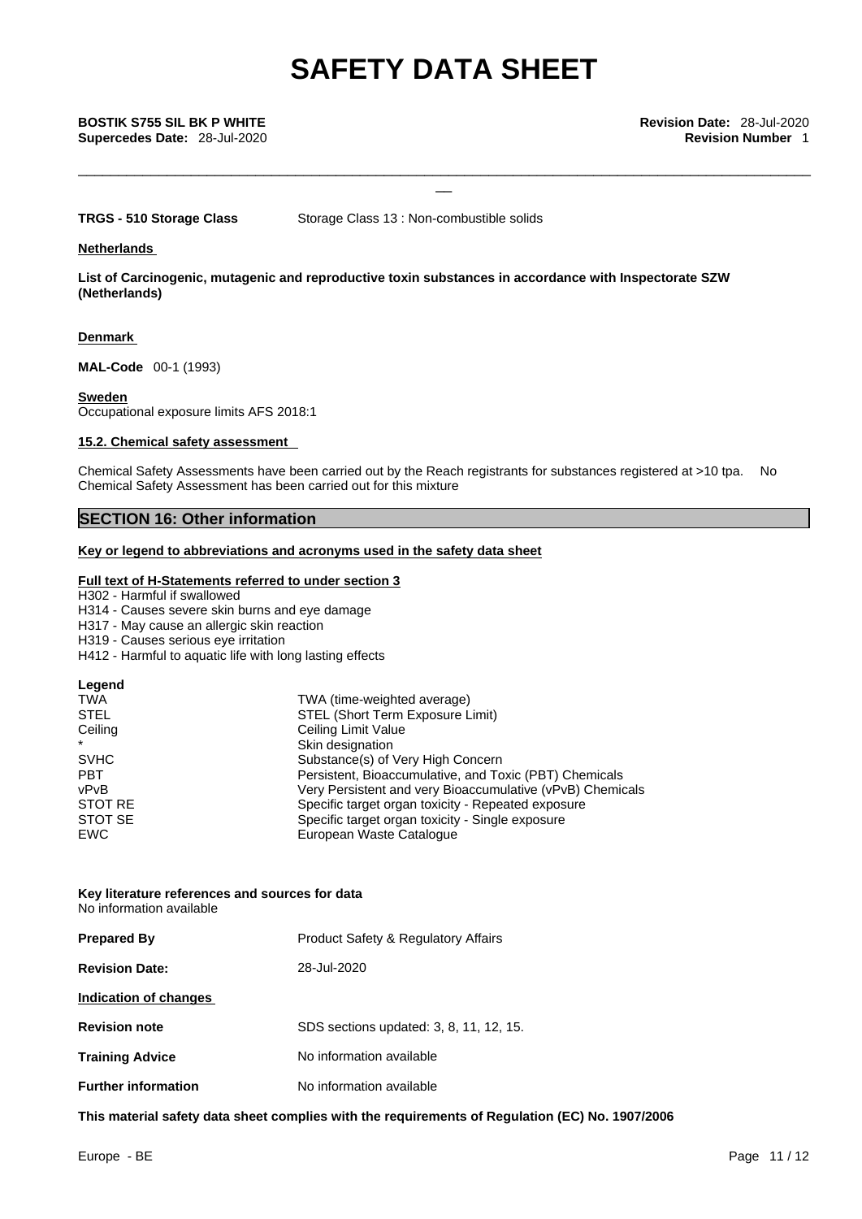**TRGS - 510 Storage Class** Storage Class 13 : Non-combustible solids

**Netherlands**

**List of Carcinogenic, mutagenic and reproductive toxin substances in accordance with Inspectorate SZW (Netherlands)**

**Denmark**

**MAL-Code** 00-1 (1993)

**Sweden**
Occupational exposure limits AFS 2018:1

**15.2. Chemical safety assessment**

Chemical Safety Assessments have been carried out by the Reach registrants for substances registered at >10 tpa. No Chemical Safety Assessment has been carried out for this mixture

## SECTION 16: Other information

**Key or legend to abbreviations and acronyms used in the safety data sheet**

**Full text of H-Statements referred to under section 3**

H302 - Harmful if swallowed
H314 - Causes severe skin burns and eye damage
H317 - May cause an allergic skin reaction
H319 - Causes serious eye irritation
H412 - Harmful to aquatic life with long lasting effects

**Legend**

| | |
|---|---|
| TWA | TWA (time-weighted average) |
| STEL | STEL (Short Term Exposure Limit) |
| Ceiling | Ceiling Limit Value |
| * | Skin designation |
| SVHC | Substance(s) of Very High Concern |
| PBT | Persistent, Bioaccumulative, and Toxic (PBT) Chemicals |
| vPvB | Very Persistent and very Bioaccumulative (vPvB) Chemicals |
| STOT RE | Specific target organ toxicity - Repeated exposure |
| STOT SE | Specific target organ toxicity - Single exposure |
| EWC | European Waste Catalogue |

**Key literature references and sources for data**
No information available

**Prepared By** Product Safety & Regulatory Affairs

**Revision Date:** 28-Jul-2020

**Indication of changes**

**Revision note** SDS sections updated: 3, 8, 11, 12, 15.

**Training Advice** No information available

**Further information** No information available

**This material safety data sheet complies with the requirements of Regulation (EC) No. 1907/2006**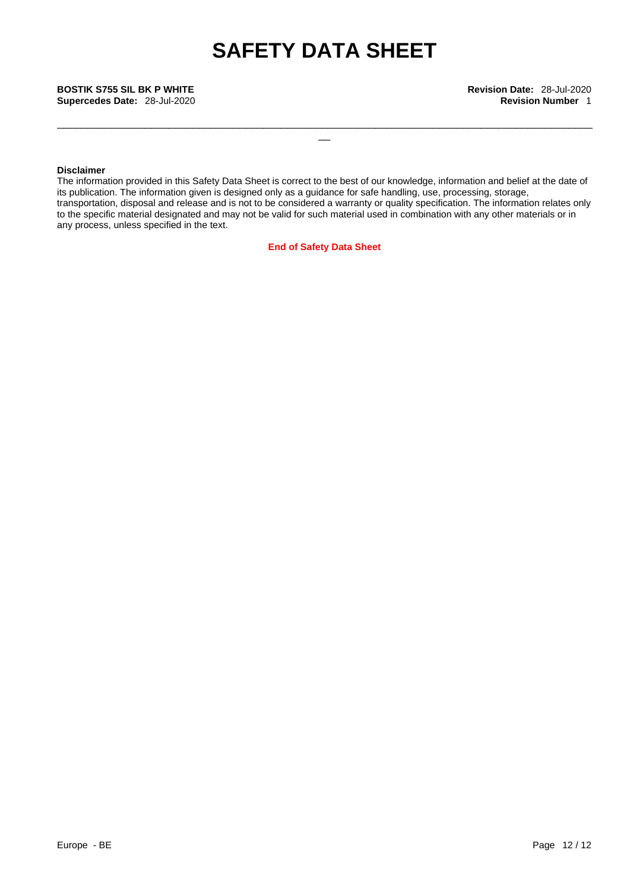**Disclaimer**

The information provided in this Safety Data Sheet is correct to the best of our knowledge, information and belief at the date of its publication. The information given is designed only as a guidance for safe handling, use, processing, storage, transportation, disposal and release and is not to be considered a warranty or quality specification. The information relates only to the specific material designated and may not be valid for such material used in combination with any other materials or in any process, unless specified in the text.

**End of Safety Data Sheet**